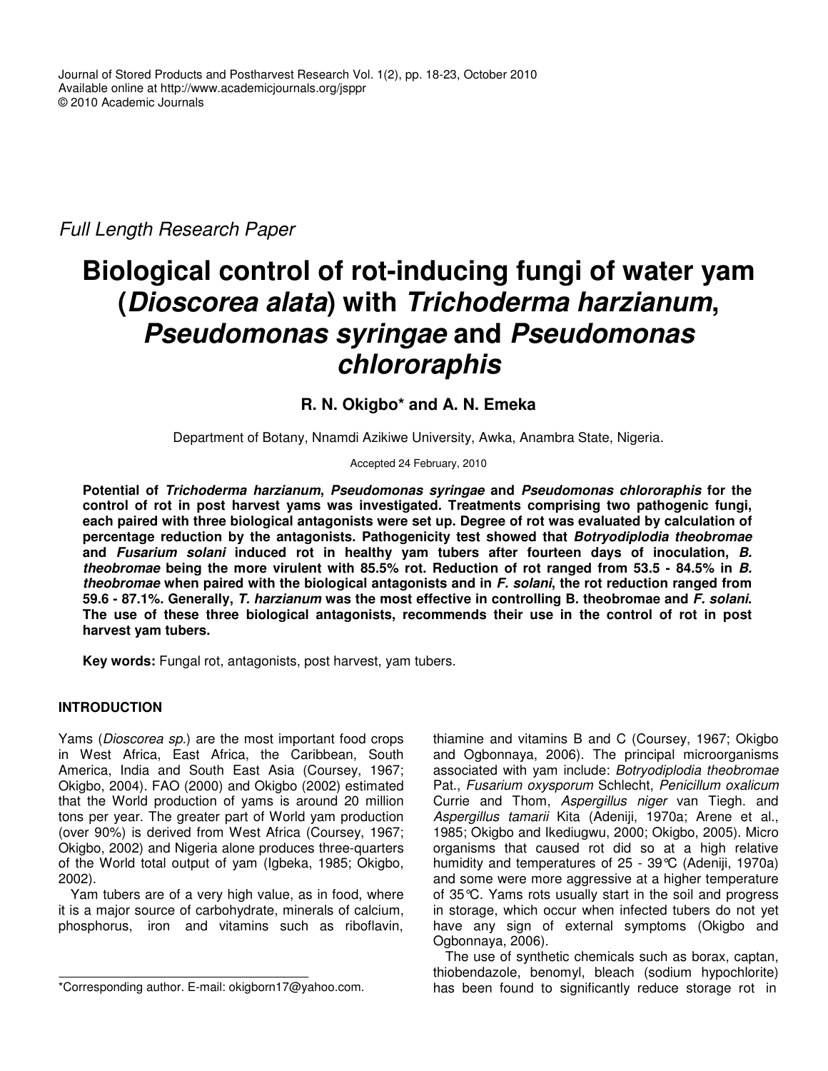Full Length Research Paper

# Biological control of rot-inducing fungi of water yam (*Dioscorea alata*) with *Trichoderma harzianum*, *Pseudomonas syringae* and *Pseudomonas chlororaphis*

**R. N. Okigbo* and A. N. Emeka**

Department of Botany, Nnamdi Azikiwe University, Awka, Anambra State, Nigeria.

Accepted 24 February, 2010

**Potential of *Trichoderma harzianum*, *Pseudomonas syringae* and *Pseudomonas chlororaphis* for the control of rot in post harvest yams was investigated. Treatments comprising two pathogenic fungi, each paired with three biological antagonists were set up. Degree of rot was evaluated by calculation of percentage reduction by the antagonists. Pathogenicity test showed that *Botryodiplodia theobromae* and *Fusarium solani* induced rot in healthy yam tubers after fourteen days of inoculation, *B. theobromae* being the more virulent with 85.5% rot. Reduction of rot ranged from 53.5 - 84.5% in *B. theobromae* when paired with the biological antagonists and in *F. solani*, the rot reduction ranged from 59.6 - 87.1%. Generally, *T. harzianum* was the most effective in controlling B. theobromae and *F. solani*. The use of these three biological antagonists, recommends their use in the control of rot in post harvest yam tubers.**

**Key words:** Fungal rot, antagonists, post harvest, yam tubers.

## INTRODUCTION

Yams (*Dioscorea sp.*) are the most important food crops in West Africa, East Africa, the Caribbean, South America, India and South East Asia (Coursey, 1967; Okigbo, 2004). FAO (2000) and Okigbo (2002) estimated that the World production of yams is around 20 million tons per year. The greater part of World yam production (over 90%) is derived from West Africa (Coursey, 1967; Okigbo, 2002) and Nigeria alone produces three-quarters of the World total output of yam (Igbeka, 1985; Okigbo, 2002).

Yam tubers are of a very high value, as in food, where it is a major source of carbohydrate, minerals of calcium, phosphorus, iron and vitamins such as riboflavin, thiamine and vitamins B and C (Coursey, 1967; Okigbo and Ogbonnaya, 2006). The principal microorganisms associated with yam include: *Botryodiplodia theobromae* Pat., *Fusarium oxysporum* Schlecht, *Penicillum oxalicum* Currie and Thom, *Aspergillus niger* van Tiegh. and *Aspergillus tamarii* Kita (Adeniji, 1970a; Arene et al., 1985; Okigbo and Ikediugwu, 2000; Okigbo, 2005). Micro organisms that caused rot did so at a high relative humidity and temperatures of 25 - 39°C (Adeniji, 1970a) and some were more aggressive at a higher temperature of 35°C. Yams rots usually start in the soil and progress in storage, which occur when infected tubers do not yet have any sign of external symptoms (Okigbo and Ogbonnaya, 2006).

The use of synthetic chemicals such as borax, captan, thiobendazole, benomyl, bleach (sodium hypochlorite) has been found to significantly reduce storage rot in

*Corresponding author. E-mail: okigborn17@yahoo.com.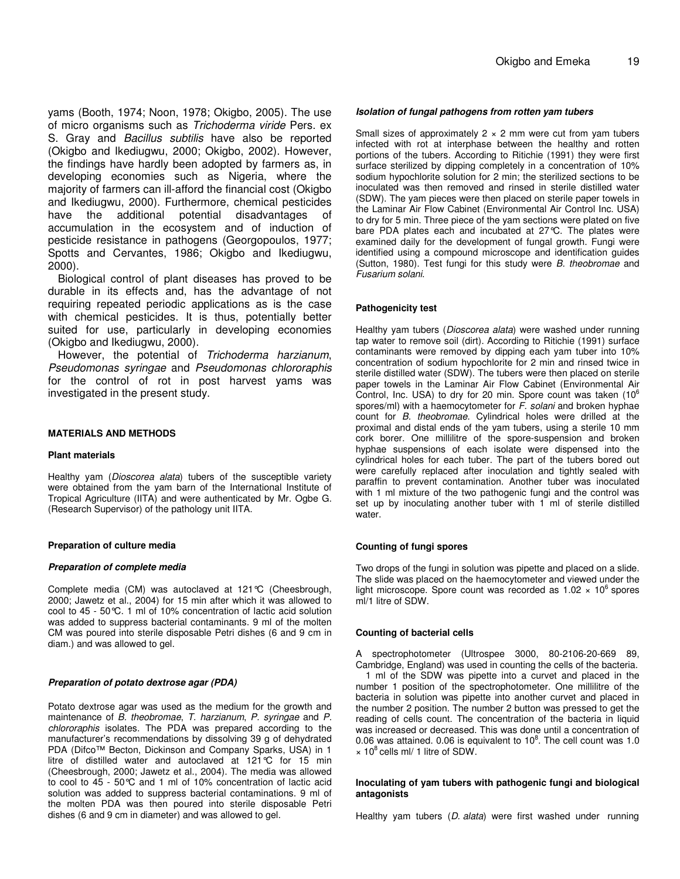yams (Booth, 1974; Noon, 1978; Okigbo, 2005). The use of micro organisms such as *Trichoderma viride* Pers. ex S. Gray and *Bacillus subtilis* have also be reported (Okigbo and Ikediugwu, 2000; Okigbo, 2002). However, the findings have hardly been adopted by farmers as, in developing economies such as Nigeria, where the majority of farmers can ill-afford the financial cost (Okigbo and Ikediugwu, 2000). Furthermore, chemical pesticides have the additional potential disadvantages of accumulation in the ecosystem and of induction of pesticide resistance in pathogens (Georgopoulos, 1977; Spotts and Cervantes, 1986; Okigbo and Ikediugwu, 2000).

Biological control of plant diseases has proved to be durable in its effects and, has the advantage of not requiring repeated periodic applications as is the case with chemical pesticides. It is thus, potentially better suited for use, particularly in developing economies (Okigbo and Ikediugwu, 2000).

However, the potential of *Trichoderma harzianum*, *Pseudomonas syringae* and *Pseudomonas chlororaphis* for the control of rot in post harvest yams was investigated in the present study.

## MATERIALS AND METHODS

### Plant materials

Healthy yam (*Dioscorea alata*) tubers of the susceptible variety were obtained from the yam barn of the International Institute of Tropical Agriculture (IITA) and were authenticated by Mr. Ogbe G. (Research Supervisor) of the pathology unit IITA.

### Preparation of culture media

#### *Preparation of complete media*

Complete media (CM) was autoclaved at 121°C (Cheesbrough, 2000; Jawetz et al., 2004) for 15 min after which it was allowed to cool to 45 - 50°C. 1 ml of 10% concentration of lactic acid solution was added to suppress bacterial contaminants. 9 ml of the molten CM was poured into sterile disposable Petri dishes (6 and 9 cm in diam.) and was allowed to gel.

#### *Preparation of potato dextrose agar (PDA)*

Potato dextrose agar was used as the medium for the growth and maintenance of *B. theobromae*, *T. harzianum*, *P. syringae* and *P. chlororaphis* isolates. The PDA was prepared according to the manufacturer's recommendations by dissolving 39 g of dehydrated PDA (Difco™ Becton, Dickinson and Company Sparks, USA) in 1 litre of distilled water and autoclaved at 121°C for 15 min (Cheesbrough, 2000; Jawetz et al., 2004). The media was allowed to cool to 45 - 50°C and 1 ml of 10% concentration of lactic acid solution was added to suppress bacterial contaminations. 9 ml of the molten PDA was then poured into sterile disposable Petri dishes (6 and 9 cm in diameter) and was allowed to gel.

#### *Isolation of fungal pathogens from rotten yam tubers*

Small sizes of approximately 2 × 2 mm were cut from yam tubers infected with rot at interphase between the healthy and rotten portions of the tubers. According to Ritichie (1991) they were first surface sterilized by dipping completely in a concentration of 10% sodium hypochlorite solution for 2 min; the sterilized sections to be inoculated was then removed and rinsed in sterile distilled water (SDW). The yam pieces were then placed on sterile paper towels in the Laminar Air Flow Cabinet (Environmental Air Control Inc. USA) to dry for 5 min. Three piece of the yam sections were plated on five bare PDA plates each and incubated at 27°C. The plates were examined daily for the development of fungal growth. Fungi were identified using a compound microscope and identification guides (Sutton, 1980). Test fungi for this study were *B. theobromae* and *Fusarium solani*.

### Pathogenicity test

Healthy yam tubers (*Dioscorea alata*) were washed under running tap water to remove soil (dirt). According to Ritichie (1991) surface contaminants were removed by dipping each yam tuber into 10% concentration of sodium hypochlorite for 2 min and rinsed twice in sterile distilled water (SDW). The tubers were then placed on sterile paper towels in the Laminar Air Flow Cabinet (Environmental Air Control, Inc. USA) to dry for 20 min. Spore count was taken ($10^6$ spores/ml) with a haemocytometer for *F. solani* and broken hyphae count for *B. theobromae*. Cylindrical holes were drilled at the proximal and distal ends of the yam tubers, using a sterile 10 mm cork borer. One millilitre of the spore-suspension and broken hyphae suspensions of each isolate were dispensed into the cylindrical holes for each tuber. The part of the tubers bored out were carefully replaced after inoculation and tightly sealed with paraffin to prevent contamination. Another tuber was inoculated with 1 ml mixture of the two pathogenic fungi and the control was set up by inoculating another tuber with 1 ml of sterile distilled water.

### Counting of fungi spores

Two drops of the fungi in solution was pipette and placed on a slide. The slide was placed on the haemocytometer and viewed under the light microscope. Spore count was recorded as $1.02 \times 10^6$ spores ml/1 litre of SDW.

### Counting of bacterial cells

A spectrophotometer (Ultrospee 3000, 80-2106-20-669 89, Cambridge, England) was used in counting the cells of the bacteria.

1 ml of the SDW was pipette into a curvet and placed in the number 1 position of the spectrophotometer. One millilitre of the bacteria in solution was pipette into another curvet and placed in the number 2 position. The number 2 button was pressed to get the reading of cells count. The concentration of the bacteria in liquid was increased or decreased. This was done until a concentration of 0.06 was attained. 0.06 is equivalent to $10^8$. The cell count was 1.0 $\times 10^8$ cells ml/ 1 litre of SDW.

### Inoculating of yam tubers with pathogenic fungi and biological antagonists

Healthy yam tubers (*D. alata*) were first washed under running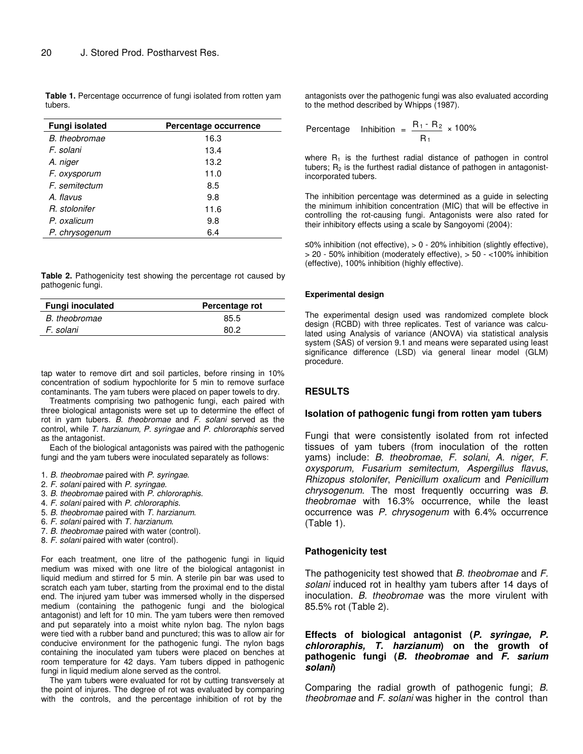**Table 1.** Percentage occurrence of fungi isolated from rotten yam tubers.

| Fungi isolated | Percentage occurrence |
|---|---|
| *B. theobromae* | 16.3 |
| *F. solani* | 13.4 |
| *A. niger* | 13.2 |
| *F. oxysporum* | 11.0 |
| *F. semitectum* | 8.5 |
| *A. flavus* | 9.8 |
| *R. stolonifer* | 11.6 |
| *P. oxalicum* | 9.8 |
| *P. chrysogenum* | 6.4 |

**Table 2.** Pathogenicity test showing the percentage rot caused by pathogenic fungi.

| Fungi inoculated | Percentage rot |
|---|---|
| *B. theobromae* | 85.5 |
| *F. solani* | 80.2 |

tap water to remove dirt and soil particles, before rinsing in 10% concentration of sodium hypochlorite for 5 min to remove surface contaminants. The yam tubers were placed on paper towels to dry.

Treatments comprising two pathogenic fungi, each paired with three biological antagonists were set up to determine the effect of rot in yam tubers. *B. theobromae* and *F. solani* served as the control, while *T. harzianum, P. syringae* and *P. chlororaphis* served as the antagonist.

Each of the biological antagonists was paired with the pathogenic fungi and the yam tubers were inoculated separately as follows:

1. *B. theobromae* paired with *P. syringae*.
2. *F. solani* paired with *P. syringae*.
3. *B. theobromae* paired with *P. chloroaphis*.
4. *F. solani* paired with *P. chlororaphis*.
5. *B. theobromae* paired with *T. harzianum*.
6. *F. solani* paired with *T. harzianum*.
7. *B. theobromae* paired with water (control).
8. *F. solani* paired with water (control).

For each treatment, one litre of the pathogenic fungi in liquid medium was mixed with one litre of the biological antagonist in liquid medium and stirred for 5 min. A sterile pin bar was used to scratch each yam tuber, starting from the proximal end to the distal end. The injured yam tuber was immersed wholly in the dispersed medium (containing the pathogenic fungi and the biological antagonist) and left for 10 min. The yam tubers were then removed and put separately into a moist white nylon bag. The nylon bags were tied with a rubber band and punctured; this was to allow air for conducive environment for the pathogenic fungi. The nylon bags containing the inoculated yam tubers were placed on benches at room temperature for 42 days. Yam tubers dipped in pathogenic fungi in liquid medium alone served as the control.

The yam tubers were evaluated for rot by cutting transversely at the point of injures. The degree of rot was evaluated by comparing with the controls, and the percentage inhibition of rot by the antagonists over the pathogenic fungi was also evaluated according to the method described by Whipps (1987).

$$\text{Percentage Inhibition} = \frac{R_1 - R_2}{R_1} \times 100\%$$

where $R_1$ is the furthest radial distance of pathogen in control tubers; $R_2$ is the furthest radial distance of pathogen in antagonist-incorporated tubers.

The inhibition percentage was determined as a guide in selecting the minimum inhibition concentration (MIC) that will be effective in controlling the rot-causing fungi. Antagonists were also rated for their inhibitory effects using a scale by Sangoyomi (2004):

≤0% inhibition (not effective), > 0 - 20% inhibition (slightly effective), > 20 - 50% inhibition (moderately effective), > 50 - <100% inhibition (effective), 100% inhibition (highly effective).

#### Experimental design

The experimental design used was randomized complete block design (RCBD) with three replicates. Test of variance was calculated using Analysis of variance (ANOVA) via statistical analysis system (SAS) of version 9.1 and means were separated using least significance difference (LSD) via general linear model (GLM) procedure.

## RESULTS

### Isolation of pathogenic fungi from rotten yam tubers

Fungi that were consistently isolated from rot infected tissues of yam tubers (from inoculation of the rotten yams) include: *B. theobromae*, *F. solani*, *A. niger*, *F. oxysporum, Fusarium semitectum, Aspergillus flavus*, *Rhizopus stolonifer*, *Penicillum oxalicum* and *Penicillum chrysogenum*. The most frequently occurring was *B. theobromae* with 16.3% occurrence, while the least occurrence was *P. chrysogenum* with 6.4% occurrence (Table 1).

### Pathogenicity test

The pathogenicity test showed that *B. theobromae* and *F. solani* induced rot in healthy yam tubers after 14 days of inoculation. *B. theobromae* was the more virulent with 85.5% rot (Table 2).

### Effects of biological antagonist (*P. syringae, P. chlororaphis, T. harzianum*) on the growth of pathogenic fungi (*B. theobromae* and *F. sarium solani*)

Comparing the radial growth of pathogenic fungi; *B. theobromae* and *F. solani* was higher in the control than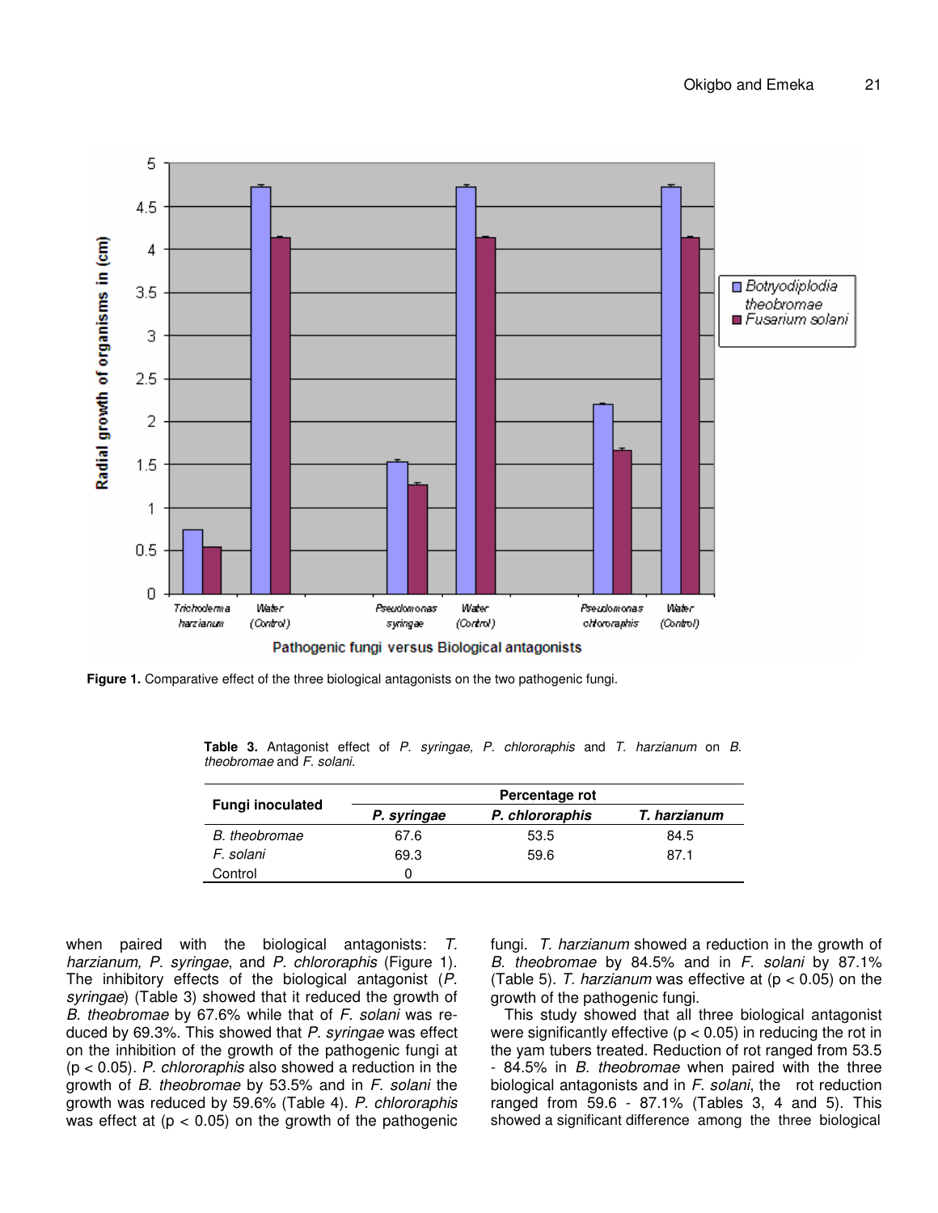Figure 1. Comparative effect of the three biological antagonists on the two pathogenic fungi.

**Table 3.** Antagonist effect of *P. syringae, P. chlororaphis* and *T. harzianum* on *B. theobromae* and *F. solani.*

| Fungi inoculated | Percentage rot | | |
|---|---|---|---|
| | *P. syringae* | *P. chlororaphis* | *T. harzianum* |
| *B. theobromae* | 67.6 | 53.5 | 84.5 |
| *F. solani* | 69.3 | 59.6 | 87.1 |
| Control | 0 | | |

when paired with the biological antagonists: *T. harzianum, P. syringae*, and *P. chlororaphis* (Figure 1). The inhibitory effects of the biological antagonist (*P. syringae*) (Table 3) showed that it reduced the growth of *B. theobromae* by 67.6% while that of *F. solani* was reduced by 69.3%. This showed that *P. syringae* was effect on the inhibition of the growth of the pathogenic fungi at ($p < 0.05$). *P. chlororaphis* also showed a reduction in the growth of *B. theobromae* by 53.5% and in *F. solani* the growth was reduced by 59.6% (Table 4). *P. chlororaphis* was effect at ($p < 0.05$) on the growth of the pathogenic fungi. *T. harzianum* showed a reduction in the growth of *B. theobromae* by 84.5% and in *F. solani* by 87.1% (Table 5). *T. harzianum* was effective at ($p < 0.05$) on the growth of the pathogenic fungi.

This study showed that all three biological antagonist were significantly effective ($p < 0.05$) in reducing the rot in the yam tubers treated. Reduction of rot ranged from 53.5 - 84.5% in *B. theobromae* when paired with the three biological antagonists and in *F. solani*, the rot reduction ranged from 59.6 - 87.1% (Tables 3, 4 and 5). This showed a significant difference among the three biological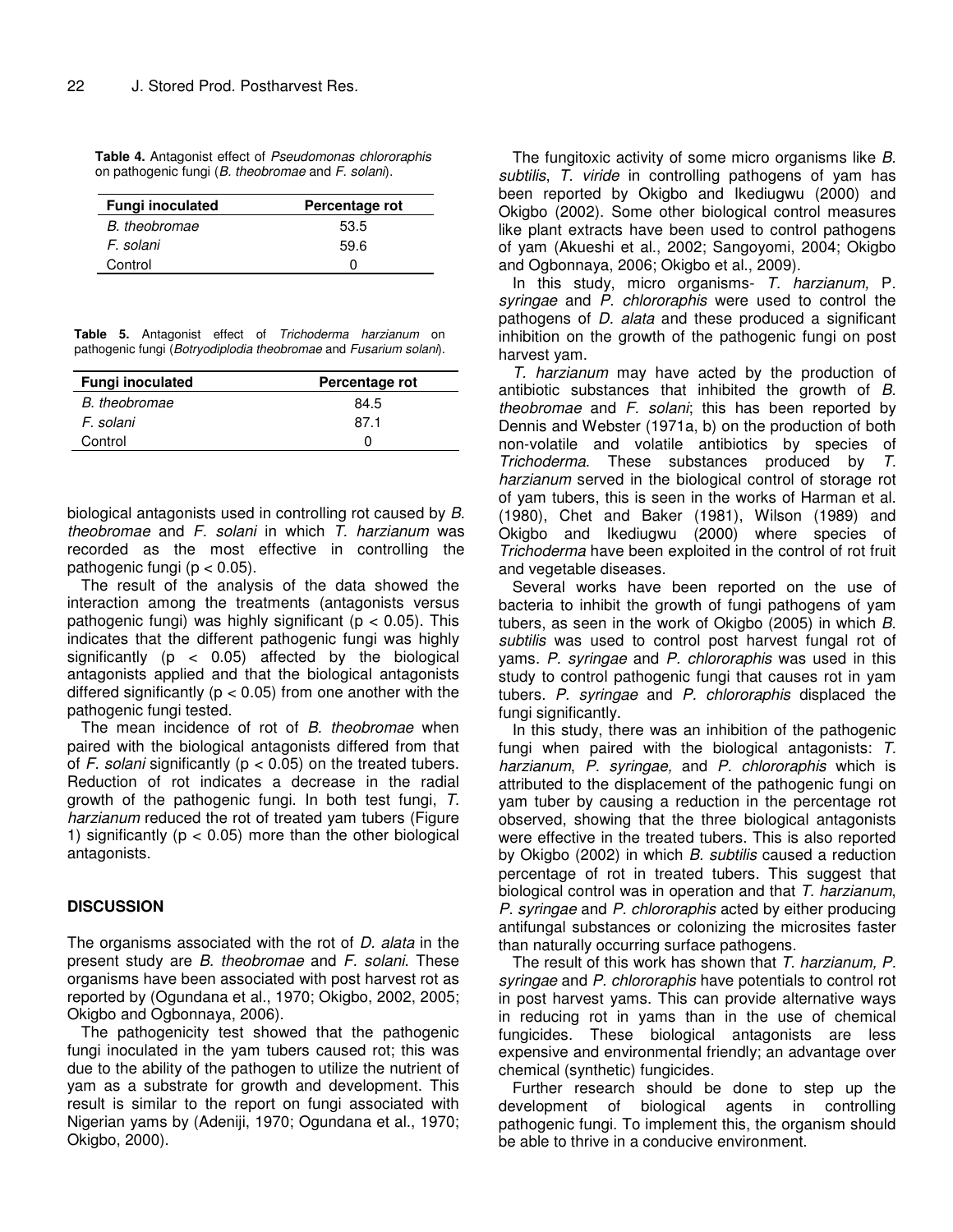**Table 4.** Antagonist effect of *Pseudomonas chlororaphis* on pathogenic fungi (*B. theobromae* and *F. solani*).

| Fungi inoculated | Percentage rot |
|---|---|
| *B. theobromae* | 53.5 |
| *F. solani* | 59.6 |
| Control | 0 |

**Table 5.** Antagonist effect of *Trichoderma harzianum* on pathogenic fungi (*Botryodiplodia theobromae* and *Fusarium solani*).

| Fungi inoculated | Percentage rot |
|---|---|
| *B. theobromae* | 84.5 |
| *F. solani* | 87.1 |
| Control | 0 |

biological antagonists used in controlling rot caused by *B. theobromae* and *F. solani* in which *T. harzianum* was recorded as the most effective in controlling the pathogenic fungi ($p < 0.05$).

The result of the analysis of the data showed the interaction among the treatments (antagonists versus pathogenic fungi) was highly significant ($p < 0.05$). This indicates that the different pathogenic fungi was highly significantly ($p < 0.05$) affected by the biological antagonists applied and that the biological antagonists differed significantly ($p < 0.05$) from one another with the pathogenic fungi tested.

The mean incidence of rot of *B. theobromae* when paired with the biological antagonists differed from that of *F. solani* significantly ($p < 0.05$) on the treated tubers. Reduction of rot indicates a decrease in the radial growth of the pathogenic fungi. In both test fungi, *T. harzianum* reduced the rot of treated yam tubers (Figure 1) significantly ($p < 0.05$) more than the other biological antagonists.

## DISCUSSION

The organisms associated with the rot of *D. alata* in the present study are *B. theobromae* and *F. solani*. These organisms have been associated with post harvest rot as reported by (Ogundana et al., 1970; Okigbo, 2002, 2005; Okigbo and Ogbonnaya, 2006).

The pathogenicity test showed that the pathogenic fungi inoculated in the yam tubers caused rot; this was due to the ability of the pathogen to utilize the nutrient of yam as a substrate for growth and development. This result is similar to the report on fungi associated with Nigerian yams by (Adeniji, 1970; Ogundana et al., 1970; Okigbo, 2000).

The fungitoxic activity of some micro organisms like *B. subtilis*, *T. viride* in controlling pathogens of yam has been reported by Okigbo and Ikediugwu (2000) and Okigbo (2002). Some other biological control measures like plant extracts have been used to control pathogens of yam (Akueshi et al., 2002; Sangoyomi, 2004; Okigbo and Ogbonnaya, 2006; Okigbo et al., 2009).

In this study, micro organisms- *T. harzianum*, *P. syringae* and *P. chlororaphis* were used to control the pathogens of *D. alata* and these produced a significant inhibition on the growth of the pathogenic fungi on post harvest yam.

*T. harzianum* may have acted by the production of antibiotic substances that inhibited the growth of *B. theobromae* and *F. solani*; this has been reported by Dennis and Webster (1971a, b) on the production of both non-volatile and volatile antibiotics by species of *Trichoderma*. These substances produced by *T. harzianum* served in the biological control of storage rot of yam tubers, this is seen in the works of Harman et al. (1980), Chet and Baker (1981), Wilson (1989) and Okigbo and Ikediugwu (2000) where species of *Trichoderma* have been exploited in the control of rot fruit and vegetable diseases.

Several works have been reported on the use of bacteria to inhibit the growth of fungi pathogens of yam tubers, as seen in the work of Okigbo (2005) in which *B. subtilis* was used to control post harvest fungal rot of yams. *P. syringae* and *P. chlororaphis* was used in this study to control pathogenic fungi that causes rot in yam tubers. *P. syringae* and *P. chlororaphis* displaced the fungi significantly.

In this study, there was an inhibition of the pathogenic fungi when paired with the biological antagonists: *T. harzianum*, *P. syringae,* and *P. chlororaphis* which is attributed to the displacement of the pathogenic fungi on yam tuber by causing a reduction in the percentage rot observed, showing that the three biological antagonists were effective in the treated tubers. This is also reported by Okigbo (2002) in which *B. subtilis* caused a reduction percentage of rot in treated tubers. This suggest that biological control was in operation and that *T. harzianum*, *P. syringae* and *P. chlororaphis* acted by either producing antifungal substances or colonizing the microsites faster than naturally occurring surface pathogens.

The result of this work has shown that *T. harzianum, P. syringae* and *P. chlororaphis* have potentials to control rot in post harvest yams. This can provide alternative ways in reducing rot in yams than in the use of chemical fungicides. These biological antagonists are less expensive and environmental friendly; an advantage over chemical (synthetic) fungicides.

Further research should be done to step up the development of biological agents in controlling pathogenic fungi. To implement this, the organism should be able to thrive in a conducive environment.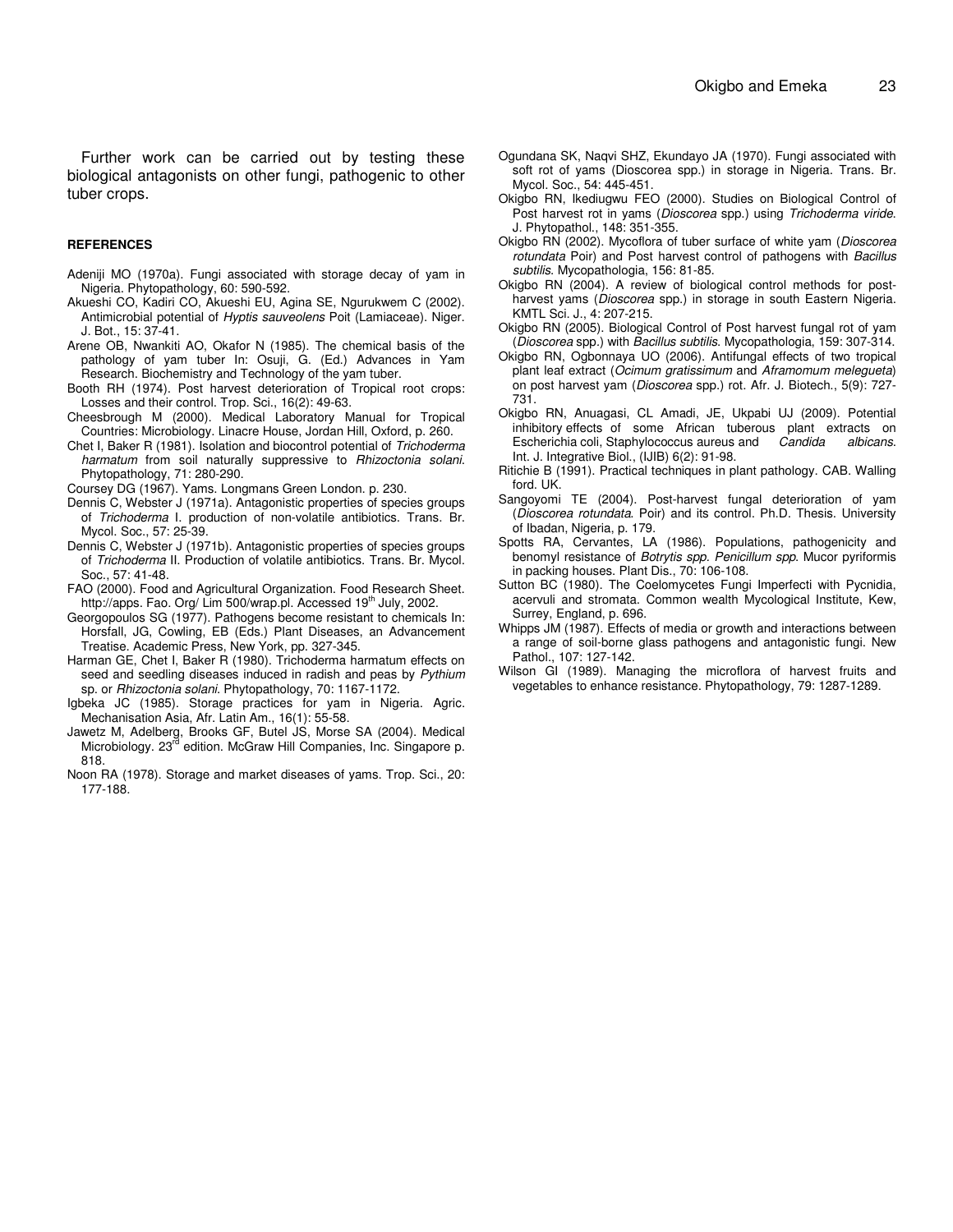Further work can be carried out by testing these biological antagonists on other fungi, pathogenic to other tuber crops.

## REFERENCES

Adeniji MO (1970a). Fungi associated with storage decay of yam in Nigeria. Phytopathology, 60: 590-592.

Akueshi CO, Kadiri CO, Akueshi EU, Agina SE, Ngurukwem C (2002). Antimicrobial potential of *Hyptis sauveolens* Poit (Lamiaceae). Niger. J. Bot., 15: 37-41.

Arene OB, Nwankiti AO, Okafor N (1985). The chemical basis of the pathology of yam tuber In: Osuji, G. (Ed.) Advances in Yam Research. Biochemistry and Technology of the yam tuber.

Booth RH (1974). Post harvest deterioration of Tropical root crops: Losses and their control. Trop. Sci., 16(2): 49-63.

Cheesbrough M (2000). Medical Laboratory Manual for Tropical Countries: Microbiology. Linacre House, Jordan Hill, Oxford, p. 260.

Chet I, Baker R (1981). Isolation and biocontrol potential of *Trichoderma harmatum* from soil naturally suppressive to *Rhizoctonia solani*. Phytopathology, 71: 280-290.

Coursey DG (1967). Yams. Longmans Green London. p. 230.

Dennis C, Webster J (1971a). Antagonistic properties of species groups of *Trichoderma* I. production of non-volatile antibiotics. Trans. Br. Mycol. Soc., 57: 25-39.

Dennis C, Webster J (1971b). Antagonistic properties of species groups of *Trichoderma* II. Production of volatile antibiotics. Trans. Br. Mycol. Soc., 57: 41-48.

FAO (2000). Food and Agricultural Organization. Food Research Sheet. http://apps. Fao. Org/ Lim 500/wrap.pl. Accessed 19th July, 2002.

Georgopoulos SG (1977). Pathogens become resistant to chemicals In: Horsfall, JG, Cowling, EB (Eds.) Plant Diseases, an Advancement Treatise. Academic Press, New York, pp. 327-345.

Harman GE, Chet I, Baker R (1980). Trichoderma harmatum effects on seed and seedling diseases induced in radish and peas by *Pythium* sp. or *Rhizoctonia solani*. Phytopathology, 70: 1167-1172.

Igbeka JC (1985). Storage practices for yam in Nigeria. Agric. Mechanisation Asia, Afr. Latin Am., 16(1): 55-58.

Jawetz M, Adelberg, Brooks GF, Butel JS, Morse SA (2004). Medical Microbiology. 23rd edition. McGraw Hill Companies, Inc. Singapore p. 818.

Noon RA (1978). Storage and market diseases of yams. Trop. Sci., 20: 177-188.

Ogundana SK, Naqvi SHZ, Ekundayo JA (1970). Fungi associated with soft rot of yams (Dioscorea spp.) in storage in Nigeria. Trans. Br. Mycol. Soc., 54: 445-451.

Okigbo RN, Ikediugwu FEO (2000). Studies on Biological Control of Post harvest rot in yams (*Dioscorea* spp.) using *Trichoderma viride*. J. Phytopathol., 148: 351-355.

Okigbo RN (2002). Mycoflora of tuber surface of white yam (*Dioscorea rotundata* Poir) and Post harvest control of pathogens with *Bacillus subtilis*. Mycopathologia, 156: 81-85.

Okigbo RN (2004). A review of biological control methods for post-harvest yams (*Dioscorea* spp.) in storage in south Eastern Nigeria. KMTL Sci. J., 4: 207-215.

Okigbo RN (2005). Biological Control of Post harvest fungal rot of yam (*Dioscorea* spp.) with *Bacillus subtilis*. Mycopathologia, 159: 307-314.

Okigbo RN, Ogbonnaya UO (2006). Antifungal effects of two tropical plant leaf extract (*Ocimum gratissimum* and *Aframomum melegueta*) on post harvest yam (*Dioscorea* spp.) rot. Afr. J. Biotech., 5(9): 727-731.

Okigbo RN, Anuagasi, CL Amadi, JE, Ukpabi UJ (2009). Potential inhibitory effects of some African tuberous plant extracts on Escherichia coli, Staphylococcus aureus and *Candida albicans*. Int. J. Integrative Biol., (IJIB) 6(2): 91-98.

Ritichie B (1991). Practical techniques in plant pathology. CAB. Walling ford. UK.

Sangoyomi TE (2004). Post-harvest fungal deterioration of yam (*Dioscorea rotundata*. Poir) and its control. Ph.D. Thesis. University of Ibadan, Nigeria, p. 179.

Spotts RA, Cervantes, LA (1986). Populations, pathogenicity and benomyl resistance of *Botrytis spp*. *Penicillum spp*. Mucor pyriformis in packing houses. Plant Dis., 70: 106-108.

Sutton BC (1980). The Coelomycetes Fungi Imperfecti with Pycnidia, acervuli and stromata. Common wealth Mycological Institute, Kew, Surrey, England, p. 696.

Whipps JM (1987). Effects of media or growth and interactions between a range of soil-borne glass pathogens and antagonistic fungi. New Pathol., 107: 127-142.

Wilson GI (1989). Managing the microflora of harvest fruits and vegetables to enhance resistance. Phytopathology, 79: 1287-1289.